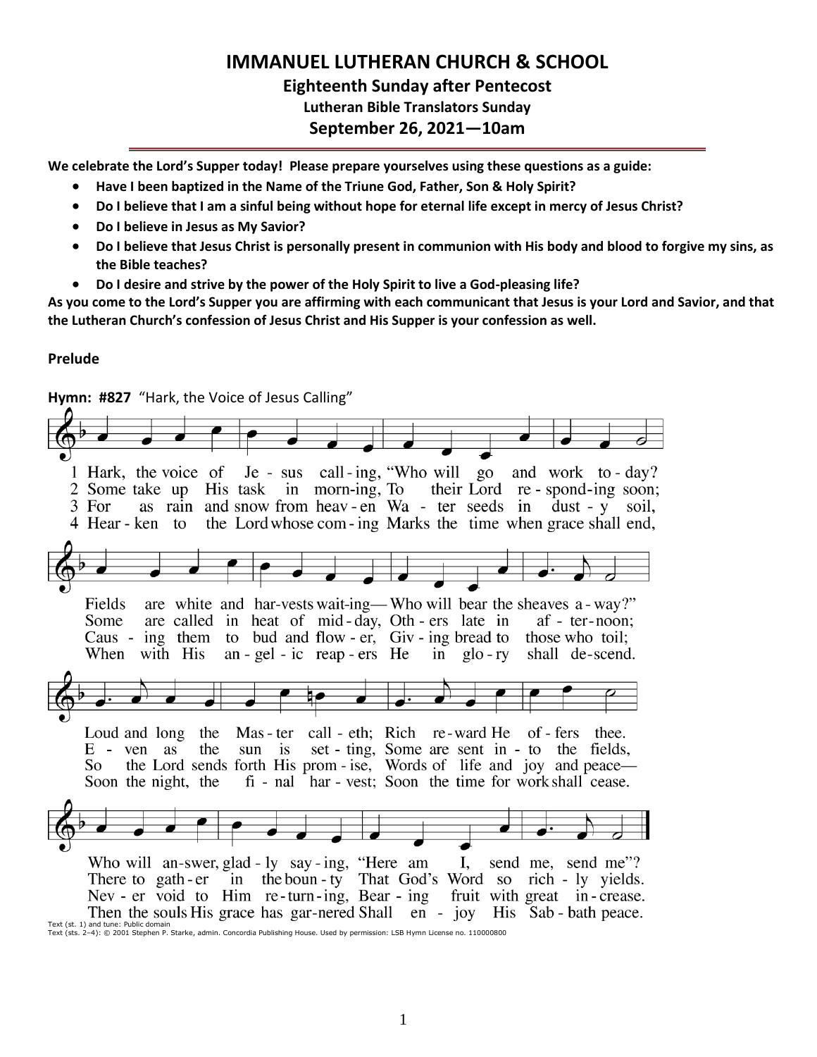# IMMANUEL LUTHERAN CHURCH & SCHOOL

## Eighteenth Sunday after Pentecost

### Lutheran Bible Translators Sunday

### September 26, 2021—10am

**We celebrate the Lord's Supper today! Please prepare yourselves using these questions as a guide:**

- **Have I been baptized in the Name of the Triune God, Father, Son & Holy Spirit?**
- **Do I believe that I am a sinful being without hope for eternal life except in mercy of Jesus Christ?**
- **Do I believe in Jesus as My Savior?**
- **Do I believe that Jesus Christ is personally present in communion with His body and blood to forgive my sins, as the Bible teaches?**
- **Do I desire and strive by the power of the Holy Spirit to live a God-pleasing life?**

**As you come to the Lord's Supper you are affirming with each communicant that Jesus is your Lord and Savior, and that the Lutheran Church's confession of Jesus Christ and His Supper is your confession as well.**

**Prelude**

**Hymn: #827** "Hark, the Voice of Jesus Calling"

1 Hark, the voice of Jesus calling, "Who will go and work today?
Fields are white and harvests waiting— Who will bear the sheaves away?"
Loud and long the Master calleth; Rich reward He offers thee.
Who will answer, gladly saying, "Here am I, send me, send me"?

2 Some take up His task in morning, To their Lord responding soon;
Some are called in heat of midday, Others late in afternoon;
Even as the sun is setting, Some are sent into the fields,
There to gather in the bounty That God's Word so richly yields.

3 For as rain and snow from heaven Water seeds in dusty soil,
Causing them to bud and flower, Giving bread to those who toil;
So the Lord sends forth His promise, Words of life and joy and peace—
Never void to Him returning, Bearing fruit with great increase.

4 Hearken to the Lord whose coming Marks the time when grace shall end,
When with His angelic reapers He in glory shall descend.
Soon the night, the final harvest; Soon the time for work shall cease.
Then the souls His grace has garnered Shall enjoy His Sabbath peace.

Text (st. 1) and tune: Public domain
Text (sts. 2–4): © 2001 Stephen P. Starke, admin. Concordia Publishing House. Used by permission: LSB Hymn License no. 110000800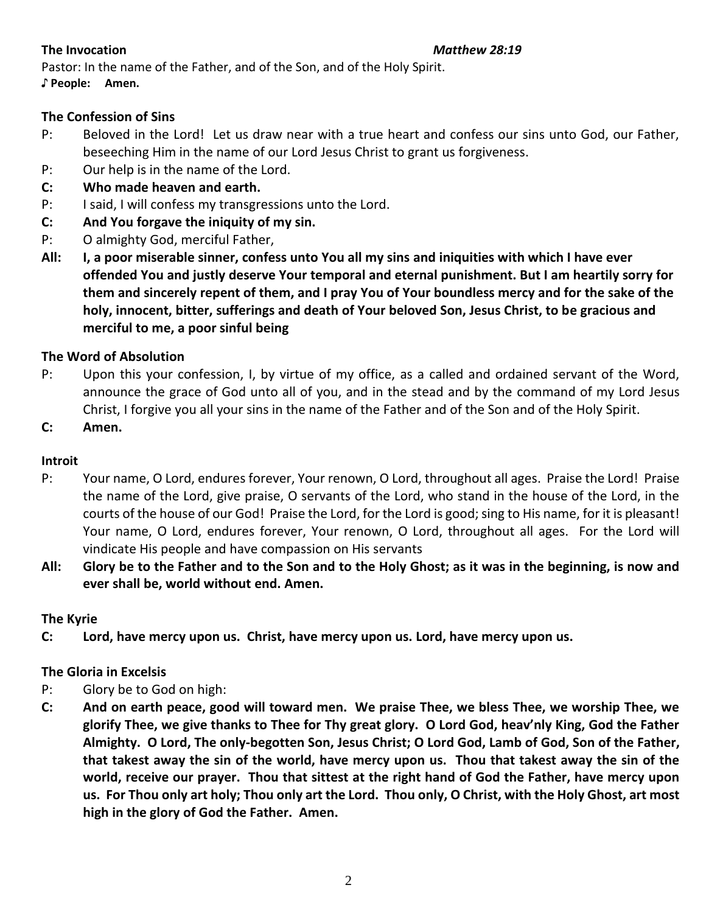**The Invocation** ***Matthew 28:19***

Pastor: In the name of the Father, and of the Son, and of the Holy Spirit.
♪ **People: Amen.**

**The Confession of Sins**

P: Beloved in the Lord! Let us draw near with a true heart and confess our sins unto God, our Father, beseeching Him in the name of our Lord Jesus Christ to grant us forgiveness.

P: Our help is in the name of the Lord.

**C: Who made heaven and earth.**

P: I said, I will confess my transgressions unto the Lord.

**C: And You forgave the iniquity of my sin.**

P: O almighty God, merciful Father,

**All: I, a poor miserable sinner, confess unto You all my sins and iniquities with which I have ever offended You and justly deserve Your temporal and eternal punishment. But I am heartily sorry for them and sincerely repent of them, and I pray You of Your boundless mercy and for the sake of the holy, innocent, bitter, sufferings and death of Your beloved Son, Jesus Christ, to be gracious and merciful to me, a poor sinful being**

**The Word of Absolution**

P: Upon this your confession, I, by virtue of my office, as a called and ordained servant of the Word, announce the grace of God unto all of you, and in the stead and by the command of my Lord Jesus Christ, I forgive you all your sins in the name of the Father and of the Son and of the Holy Spirit.

**C: Amen.**

**Introit**

P: Your name, O Lord, endures forever, Your renown, O Lord, throughout all ages. Praise the Lord! Praise the name of the Lord, give praise, O servants of the Lord, who stand in the house of the Lord, in the courts of the house of our God! Praise the Lord, for the Lord is good; sing to His name, for it is pleasant! Your name, O Lord, endures forever, Your renown, O Lord, throughout all ages. For the Lord will vindicate His people and have compassion on His servants

**All: Glory be to the Father and to the Son and to the Holy Ghost; as it was in the beginning, is now and ever shall be, world without end. Amen.**

**The Kyrie**

**C: Lord, have mercy upon us. Christ, have mercy upon us. Lord, have mercy upon us.**

**The Gloria in Excelsis**

P: Glory be to God on high:

**C: And on earth peace, good will toward men. We praise Thee, we bless Thee, we worship Thee, we glorify Thee, we give thanks to Thee for Thy great glory. O Lord God, heav'nly King, God the Father Almighty. O Lord, The only-begotten Son, Jesus Christ; O Lord God, Lamb of God, Son of the Father, that takest away the sin of the world, have mercy upon us. Thou that takest away the sin of the world, receive our prayer. Thou that sittest at the right hand of God the Father, have mercy upon us. For Thou only art holy; Thou only art the Lord. Thou only, O Christ, with the Holy Ghost, art most high in the glory of God the Father. Amen.**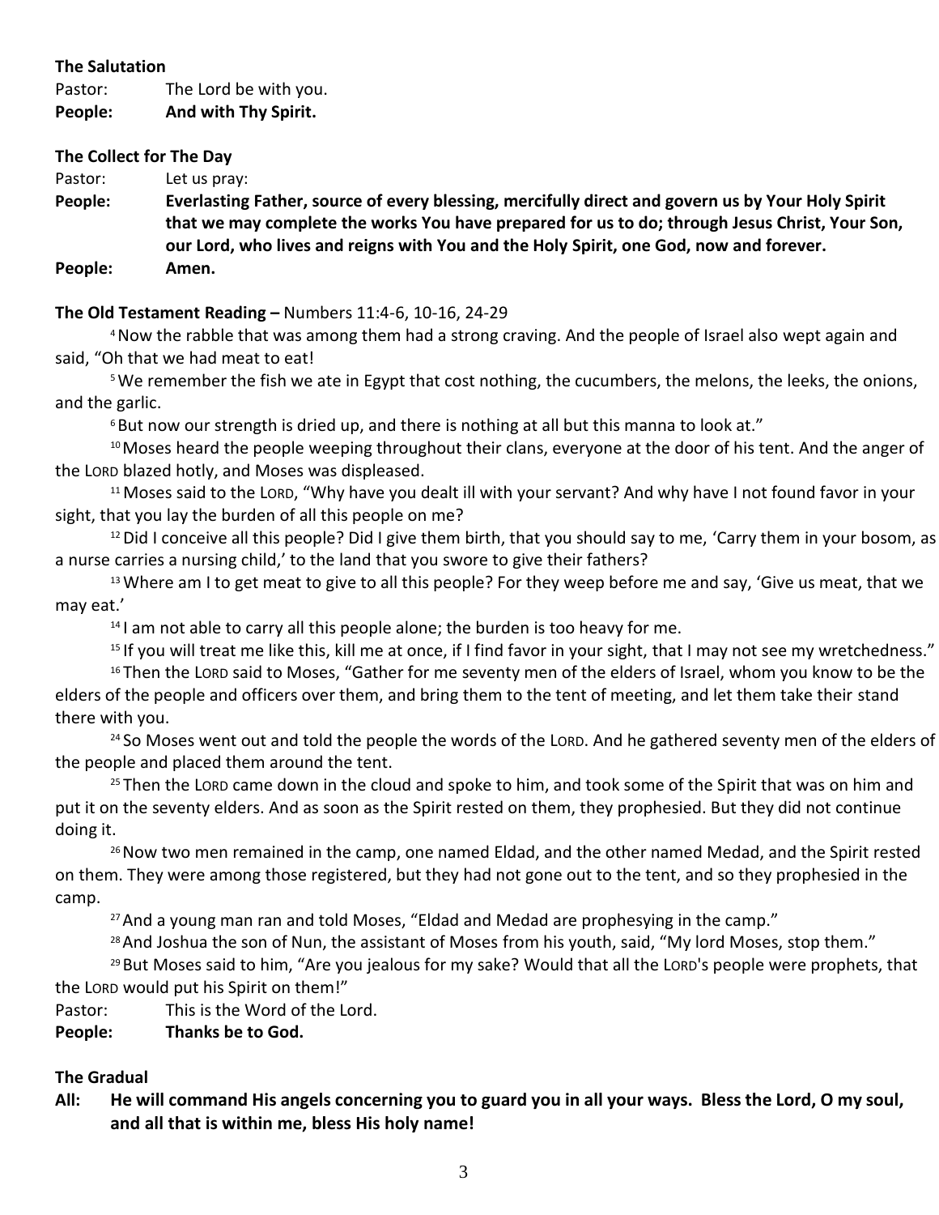**The Salutation**

Pastor: The Lord be with you.
**People: And with Thy Spirit.**

**The Collect for The Day**

Pastor: Let us pray:
**People: Everlasting Father, source of every blessing, mercifully direct and govern us by Your Holy Spirit that we may complete the works You have prepared for us to do; through Jesus Christ, Your Son, our Lord, who lives and reigns with You and the Holy Spirit, one God, now and forever.**
**People: Amen.**

**The Old Testament Reading –** Numbers 11:4-6, 10-16, 24-29

[4] Now the rabble that was among them had a strong craving. And the people of Israel also wept again and said, "Oh that we had meat to eat!

[5] We remember the fish we ate in Egypt that cost nothing, the cucumbers, the melons, the leeks, the onions, and the garlic.

[6] But now our strength is dried up, and there is nothing at all but this manna to look at."

[10] Moses heard the people weeping throughout their clans, everyone at the door of his tent. And the anger of the LORD blazed hotly, and Moses was displeased.

[11] Moses said to the LORD, "Why have you dealt ill with your servant? And why have I not found favor in your sight, that you lay the burden of all this people on me?

[12] Did I conceive all this people? Did I give them birth, that you should say to me, 'Carry them in your bosom, as a nurse carries a nursing child,' to the land that you swore to give their fathers?

[13] Where am I to get meat to give to all this people? For they weep before me and say, 'Give us meat, that we may eat.'

[14] I am not able to carry all this people alone; the burden is too heavy for me.

[15] If you will treat me like this, kill me at once, if I find favor in your sight, that I may not see my wretchedness."

[16] Then the LORD said to Moses, "Gather for me seventy men of the elders of Israel, whom you know to be the elders of the people and officers over them, and bring them to the tent of meeting, and let them take their stand there with you.

[24] So Moses went out and told the people the words of the LORD. And he gathered seventy men of the elders of the people and placed them around the tent.

[25] Then the LORD came down in the cloud and spoke to him, and took some of the Spirit that was on him and put it on the seventy elders. And as soon as the Spirit rested on them, they prophesied. But they did not continue doing it.

[26] Now two men remained in the camp, one named Eldad, and the other named Medad, and the Spirit rested on them. They were among those registered, but they had not gone out to the tent, and so they prophesied in the camp.

[27] And a young man ran and told Moses, "Eldad and Medad are prophesying in the camp."

[28] And Joshua the son of Nun, the assistant of Moses from his youth, said, "My lord Moses, stop them."

[29] But Moses said to him, "Are you jealous for my sake? Would that all the LORD's people were prophets, that the LORD would put his Spirit on them!"

Pastor: This is the Word of the Lord.
**People: Thanks be to God.**

**The Gradual**

**All: He will command His angels concerning you to guard you in all your ways. Bless the Lord, O my soul, and all that is within me, bless His holy name!**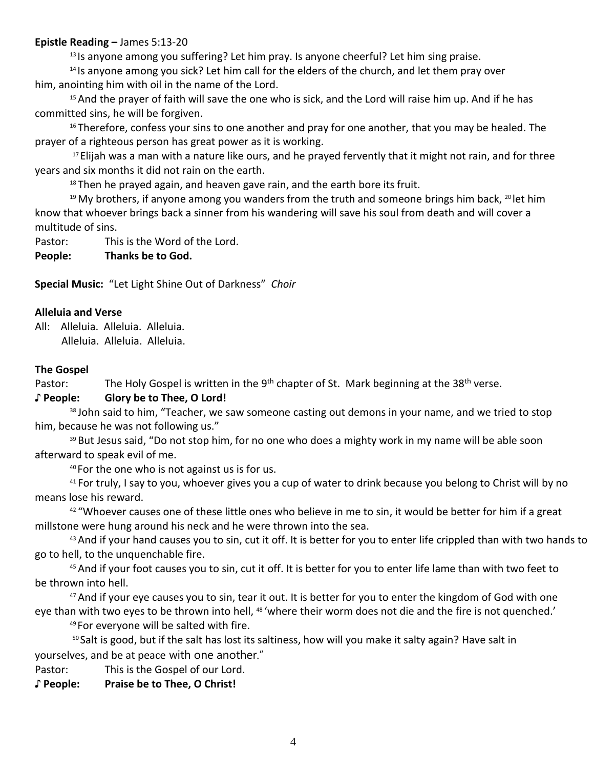**Epistle Reading –** James 5:13-20

[13] Is anyone among you suffering? Let him pray. Is anyone cheerful? Let him sing praise.

[14] Is anyone among you sick? Let him call for the elders of the church, and let them pray over him, anointing him with oil in the name of the Lord.

[15] And the prayer of faith will save the one who is sick, and the Lord will raise him up. And if he has committed sins, he will be forgiven.

[16] Therefore, confess your sins to one another and pray for one another, that you may be healed. The prayer of a righteous person has great power as it is working.

[17] Elijah was a man with a nature like ours, and he prayed fervently that it might not rain, and for three years and six months it did not rain on the earth.

[18] Then he prayed again, and heaven gave rain, and the earth bore its fruit.

[19] My brothers, if anyone among you wanders from the truth and someone brings him back, [20] let him know that whoever brings back a sinner from his wandering will save his soul from death and will cover a multitude of sins.

Pastor: This is the Word of the Lord.

**People: Thanks be to God.**

**Special Music:** "Let Light Shine Out of Darkness" *Choir*

**Alleluia and Verse**

All: Alleluia. Alleluia. Alleluia.
Alleluia. Alleluia. Alleluia.

**The Gospel**

Pastor: The Holy Gospel is written in the 9th chapter of St. Mark beginning at the 38th verse.

**♪ People: Glory be to Thee, O Lord!**

[38] John said to him, "Teacher, we saw someone casting out demons in your name, and we tried to stop him, because he was not following us."

[39] But Jesus said, "Do not stop him, for no one who does a mighty work in my name will be able soon afterward to speak evil of me.

[40] For the one who is not against us is for us.

[41] For truly, I say to you, whoever gives you a cup of water to drink because you belong to Christ will by no means lose his reward.

[42] "Whoever causes one of these little ones who believe in me to sin, it would be better for him if a great millstone were hung around his neck and he were thrown into the sea.

[43] And if your hand causes you to sin, cut it off. It is better for you to enter life crippled than with two hands to go to hell, to the unquenchable fire.

[45] And if your foot causes you to sin, cut it off. It is better for you to enter life lame than with two feet to be thrown into hell.

[47] And if your eye causes you to sin, tear it out. It is better for you to enter the kingdom of God with one eye than with two eyes to be thrown into hell, [48] 'where their worm does not die and the fire is not quenched.'

[49] For everyone will be salted with fire.

[50] Salt is good, but if the salt has lost its saltiness, how will you make it salty again? Have salt in yourselves, and be at peace with one another."

Pastor: This is the Gospel of our Lord.

**♪ People: Praise be to Thee, O Christ!**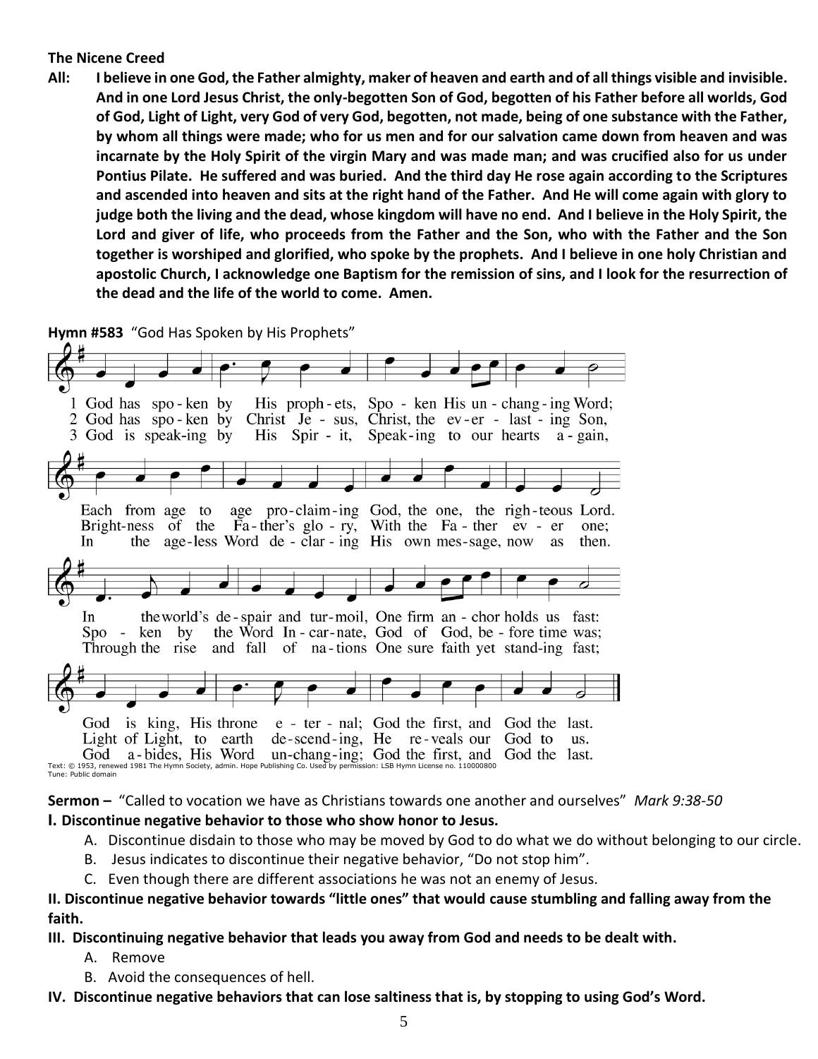**The Nicene Creed**

**All: I believe in one God, the Father almighty, maker of heaven and earth and of all things visible and invisible. And in one Lord Jesus Christ, the only-begotten Son of God, begotten of his Father before all worlds, God of God, Light of Light, very God of very God, begotten, not made, being of one substance with the Father, by whom all things were made; who for us men and for our salvation came down from heaven and was incarnate by the Holy Spirit of the virgin Mary and was made man; and was crucified also for us under Pontius Pilate. He suffered and was buried. And the third day He rose again according to the Scriptures and ascended into heaven and sits at the right hand of the Father. And He will come again with glory to judge both the living and the dead, whose kingdom will have no end. And I believe in the Holy Spirit, the Lord and giver of life, who proceeds from the Father and the Son, who with the Father and the Son together is worshiped and glorified, who spoke by the prophets. And I believe in one holy Christian and apostolic Church, I acknowledge one Baptism for the remission of sins, and I look for the resurrection of the dead and the life of the world to come. Amen.**

**Hymn #583** "God Has Spoken by His Prophets"

1 God has spo - ken by His proph - ets, Spo - ken His un - chang - ing Word;
Each from age to age pro - claim - ing God, the one, the righ - teous Lord.
In the world's de - spair and tur - moil, One firm an - chor holds us fast:
God is king, His throne e - ter - nal; God the first, and God the last.

2 God has spo - ken by Christ Je - sus, Christ, the ev - er - last - ing Son,
Bright - ness of the Fa - ther's glo - ry, With the Fa - ther ev - er one;
Spo - ken by the Word In - car - nate, God of God, be - fore time was;
Light of Light, to earth de - scend - ing, He re - veals our God to us.

3 God is speak - ing by His Spir - it, Speak - ing to our hearts a - gain,
In the age - less Word de - clar - ing His own mes - sage, now as then.
Through the rise and fall of na - tions One sure faith yet stand - ing fast;
God a - bides, His Word un - chang - ing; God the first, and God the last.

Text: © 1953, renewed 1981 The Hymn Society, admin. Hope Publishing Co. Used by permission: LSB Hymn License no. 110000800
Tune: Public domain

**Sermon –** "Called to vocation we have as Christians towards one another and ourselves" *Mark 9:38-50*

**I. Discontinue negative behavior to those who show honor to Jesus.**

A. Discontinue disdain to those who may be moved by God to do what we do without belonging to our circle.
B. Jesus indicates to discontinue their negative behavior, "Do not stop him".
C. Even though there are different associations he was not an enemy of Jesus.

**II. Discontinue negative behavior towards "little ones" that would cause stumbling and falling away from the faith.**

**III. Discontinuing negative behavior that leads you away from God and needs to be dealt with.**

A. Remove
B. Avoid the consequences of hell.

**IV. Discontinue negative behaviors that can lose saltiness that is, by stopping to using God's Word.**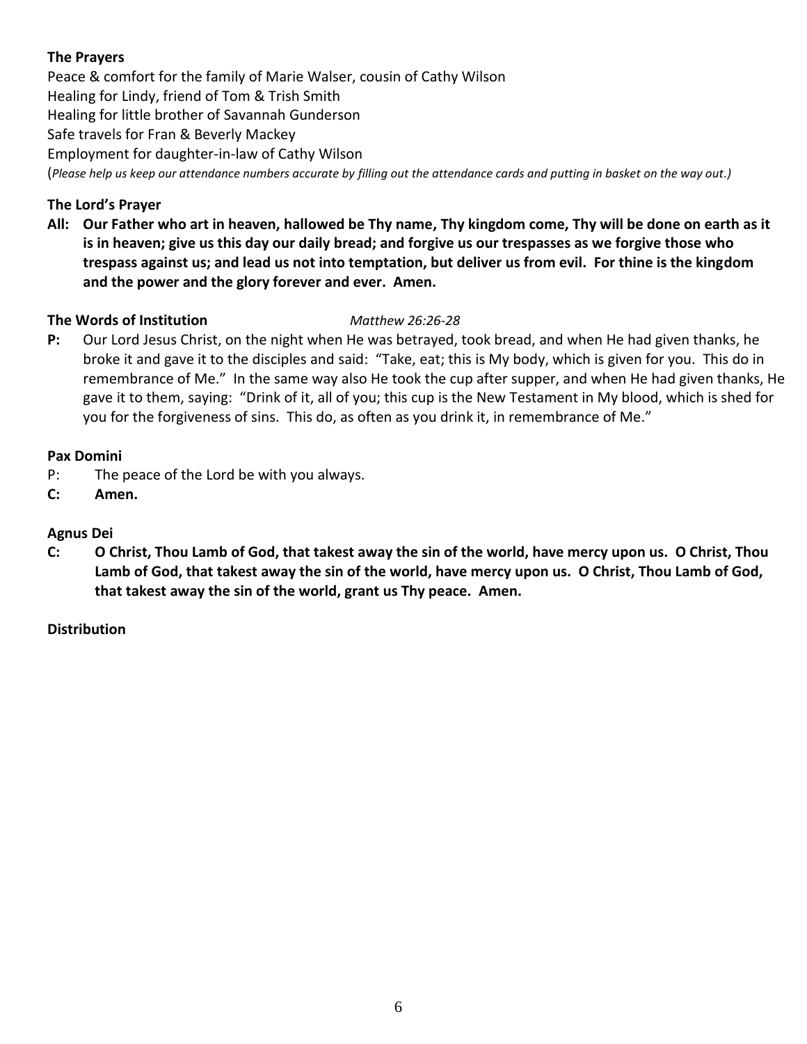**The Prayers**

Peace & comfort for the family of Marie Walser, cousin of Cathy Wilson
Healing for Lindy, friend of Tom & Trish Smith
Healing for little brother of Savannah Gunderson
Safe travels for Fran & Beverly Mackey
Employment for daughter-in-law of Cathy Wilson
(*Please help us keep our attendance numbers accurate by filling out the attendance cards and putting in basket on the way out.)*

**The Lord's Prayer**

**All: Our Father who art in heaven, hallowed be Thy name, Thy kingdom come, Thy will be done on earth as it is in heaven; give us this day our daily bread; and forgive us our trespasses as we forgive those who trespass against us; and lead us not into temptation, but deliver us from evil. For thine is the kingdom and the power and the glory forever and ever. Amen.**

**The Words of Institution** *Matthew 26:26-28*

**P:** Our Lord Jesus Christ, on the night when He was betrayed, took bread, and when He had given thanks, he broke it and gave it to the disciples and said: "Take, eat; this is My body, which is given for you. This do in remembrance of Me." In the same way also He took the cup after supper, and when He had given thanks, He gave it to them, saying: "Drink of it, all of you; this cup is the New Testament in My blood, which is shed for you for the forgiveness of sins. This do, as often as you drink it, in remembrance of Me."

**Pax Domini**

P: The peace of the Lord be with you always.
**C: Amen.**

**Agnus Dei**

**C: O Christ, Thou Lamb of God, that takest away the sin of the world, have mercy upon us. O Christ, Thou Lamb of God, that takest away the sin of the world, have mercy upon us. O Christ, Thou Lamb of God, that takest away the sin of the world, grant us Thy peace. Amen.**

**Distribution**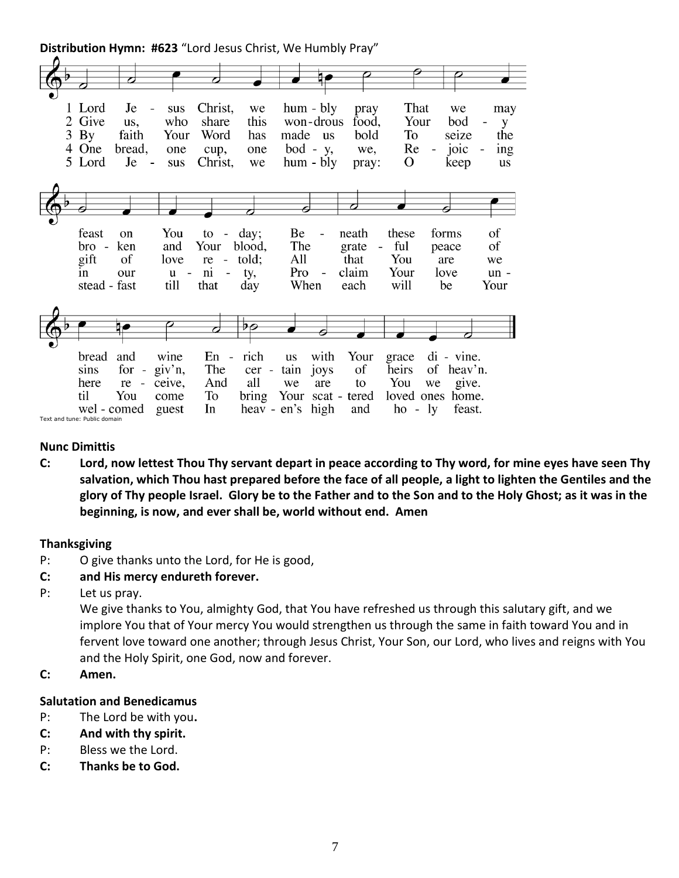**Distribution Hymn: #623** "Lord Jesus Christ, We Humbly Pray"

1 Lord Jesus Christ, we humbly pray
That we may feast on You today;
Beneath these forms of bread and wine
Enrich us with Your grace divine.

2 Give us, who share this wondrous food,
Your body broken and Your blood,
The grateful peace of sins forgiv'n,
The certain joys of heirs of heav'n.

3 By faith Your Word has made us bold
To seize the gift of love retold;
All that You are we here receive,
And all we are to You we give.

4 One bread, one cup, one body, we,
Rejoicing in our unity,
Proclaim Your love until You come
To bring Your scattered loved ones home.

5 Lord Jesus Christ, we humbly pray:
O keep us steadfast till that day
When each will be Your welcomed guest
In heaven's high and holy feast.

Text and tune: Public domain

**Nunc Dimittis**

**C: Lord, now lettest Thou Thy servant depart in peace according to Thy word, for mine eyes have seen Thy salvation, which Thou hast prepared before the face of all people, a light to lighten the Gentiles and the glory of Thy people Israel. Glory be to the Father and to the Son and to the Holy Ghost; as it was in the beginning, is now, and ever shall be, world without end. Amen**

**Thanksgiving**

P: O give thanks unto the Lord, for He is good,

**C: and His mercy endureth forever.**

P: Let us pray.
We give thanks to You, almighty God, that You have refreshed us through this salutary gift, and we implore You that of Your mercy You would strengthen us through the same in faith toward You and in fervent love toward one another; through Jesus Christ, Your Son, our Lord, who lives and reigns with You and the Holy Spirit, one God, now and forever.

**C: Amen.**

**Salutation and Benedicamus**

P: The Lord be with you.

**C: And with thy spirit.**

P: Bless we the Lord.

**C: Thanks be to God.**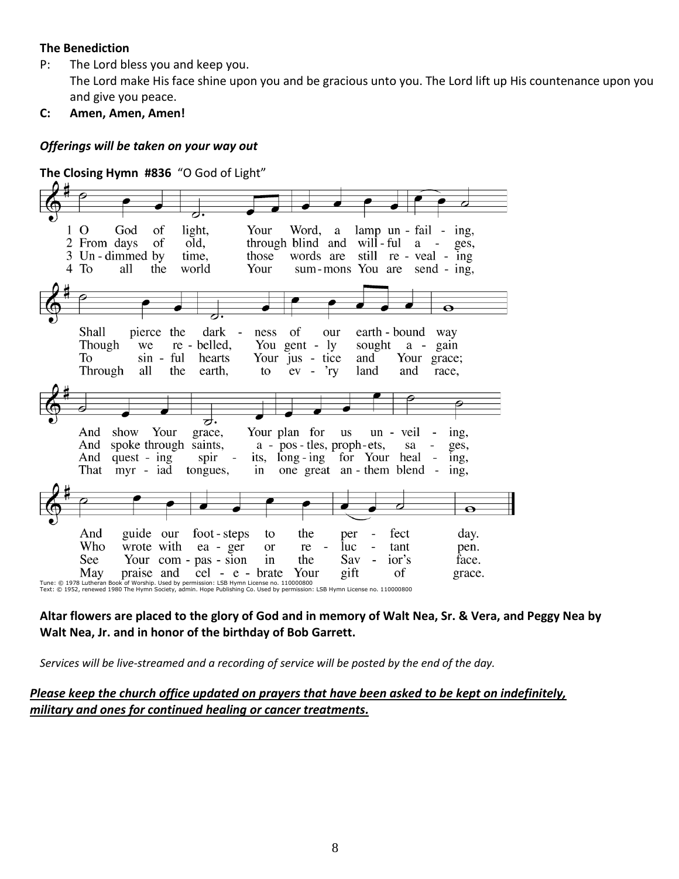**The Benediction**

P: The Lord bless you and keep you.
The Lord make His face shine upon you and be gracious unto you. The Lord lift up His countenance upon you and give you peace.

**C: Amen, Amen, Amen!**

***Offerings will be taken on your way out***

**The Closing Hymn #836** "O God of Light"

1 O God of light, Your Word, a lamp unfailing,
Shall pierce the darkness of our earthbound way
And show Your grace, Your plan for us unveiling,
And guide our footsteps to the perfect day.

2 From days of old, through blind and willful ages,
Though we rebelled, You gently sought again
And spoke through saints, apostles, prophets, sages,
Who wrote with eager or reluctant pen.

3 Undimmed by time, those words are still revealing
To sinful hearts Your justice and Your grace;
And questing spirits, longing for Your healing,
See Your compassion in the Savior's face.

4 To all the world Your summons You are sending,
Through all the earth, to ev'ry land and race,
That myriad tongues, in one great anthem blending,
May praise and celebrate Your gift of grace.

Tune: © 1978 Lutheran Book of Worship. Used by permission: LSB Hymn License no. 110000800
Text: © 1952, renewed 1980 The Hymn Society, admin. Hope Publishing Co. Used by permission: LSB Hymn License no. 110000800

**Altar flowers are placed to the glory of God and in memory of Walt Nea, Sr. & Vera, and Peggy Nea by Walt Nea, Jr. and in honor of the birthday of Bob Garrett.**

*Services will be live-streamed and a recording of service will be posted by the end of the day.*

***Please keep the church office updated on prayers that have been asked to be kept on indefinitely, military and ones for continued healing or cancer treatments.***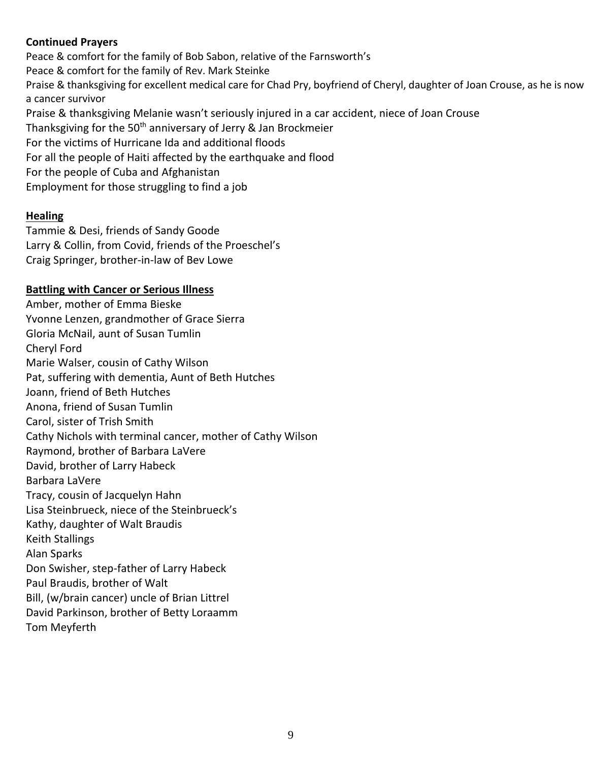**Continued Prayers**

Peace & comfort for the family of Bob Sabon, relative of the Farnsworth's
Peace & comfort for the family of Rev. Mark Steinke
Praise & thanksgiving for excellent medical care for Chad Pry, boyfriend of Cheryl, daughter of Joan Crouse, as he is now a cancer survivor
Praise & thanksgiving Melanie wasn't seriously injured in a car accident, niece of Joan Crouse
Thanksgiving for the 50th anniversary of Jerry & Jan Brockmeier
For the victims of Hurricane Ida and additional floods
For all the people of Haiti affected by the earthquake and flood
For the people of Cuba and Afghanistan
Employment for those struggling to find a job

**Healing**

Tammie & Desi, friends of Sandy Goode
Larry & Collin, from Covid, friends of the Proeschel's
Craig Springer, brother-in-law of Bev Lowe

**Battling with Cancer or Serious Illness**

Amber, mother of Emma Bieske
Yvonne Lenzen, grandmother of Grace Sierra
Gloria McNail, aunt of Susan Tumlin
Cheryl Ford
Marie Walser, cousin of Cathy Wilson
Pat, suffering with dementia, Aunt of Beth Hutches
Joann, friend of Beth Hutches
Anona, friend of Susan Tumlin
Carol, sister of Trish Smith
Cathy Nichols with terminal cancer, mother of Cathy Wilson
Raymond, brother of Barbara LaVere
David, brother of Larry Habeck
Barbara LaVere
Tracy, cousin of Jacquelyn Hahn
Lisa Steinbrueck, niece of the Steinbrueck's
Kathy, daughter of Walt Braudis
Keith Stallings
Alan Sparks
Don Swisher, step-father of Larry Habeck
Paul Braudis, brother of Walt
Bill, (w/brain cancer) uncle of Brian Littrel
David Parkinson, brother of Betty Loraamm
Tom Meyferth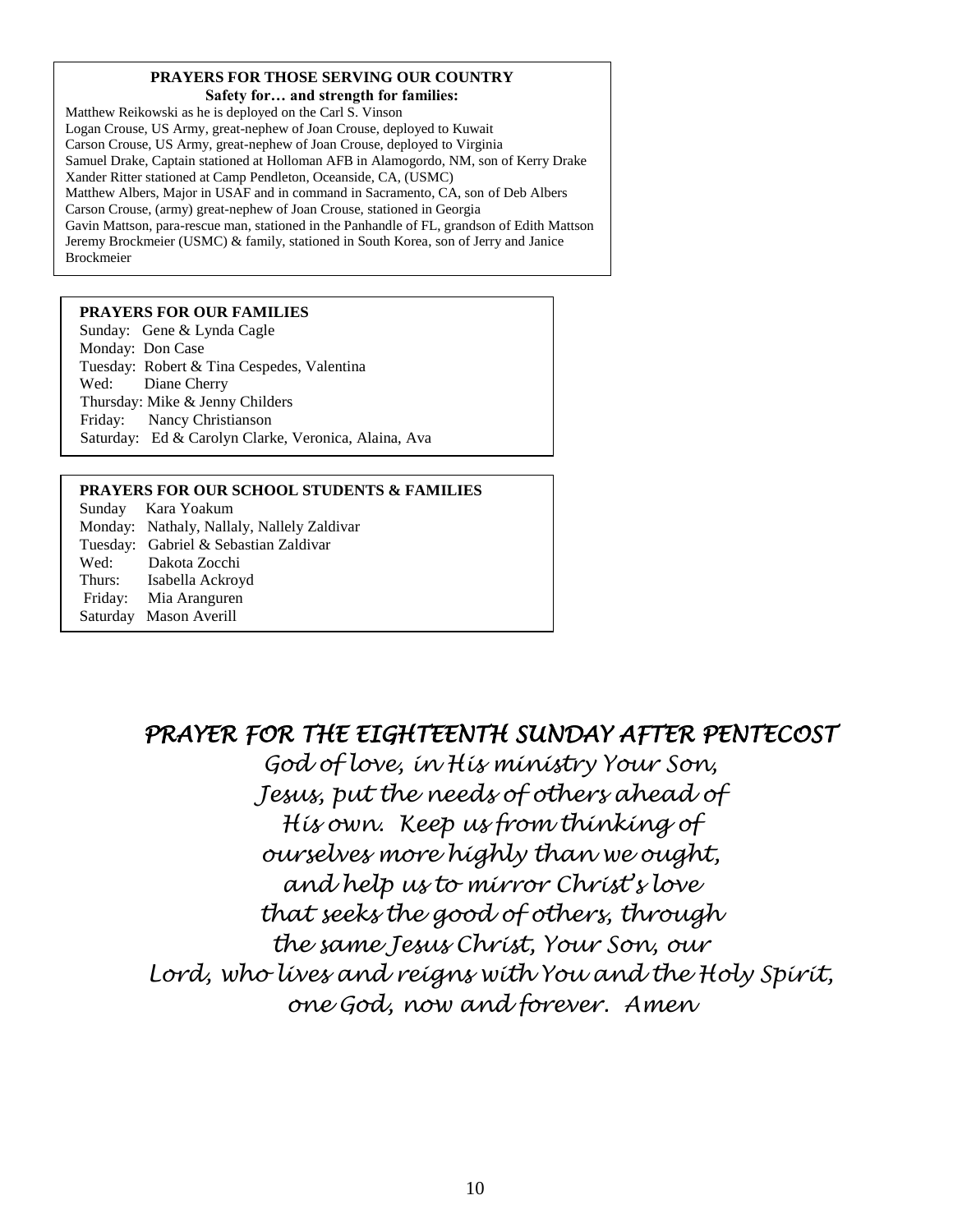**PRAYERS FOR THOSE SERVING OUR COUNTRY**
**Safety for… and strength for families:**

Matthew Reikowski as he is deployed on the Carl S. Vinson
Logan Crouse, US Army, great-nephew of Joan Crouse, deployed to Kuwait
Carson Crouse, US Army, great-nephew of Joan Crouse, deployed to Virginia
Samuel Drake, Captain stationed at Holloman AFB in Alamogordo, NM, son of Kerry Drake
Xander Ritter stationed at Camp Pendleton, Oceanside, CA, (USMC)
Matthew Albers, Major in USAF and in command in Sacramento, CA, son of Deb Albers
Carson Crouse, (army) great-nephew of Joan Crouse, stationed in Georgia
Gavin Mattson, para-rescue man, stationed in the Panhandle of FL, grandson of Edith Mattson
Jeremy Brockmeier (USMC) & family, stationed in South Korea, son of Jerry and Janice Brockmeier

**PRAYERS FOR OUR FAMILIES**

Sunday: Gene & Lynda Cagle
Monday: Don Case
Tuesday: Robert & Tina Cespedes, Valentina
Wed: Diane Cherry
Thursday: Mike & Jenny Childers
Friday: Nancy Christianson
Saturday: Ed & Carolyn Clarke, Veronica, Alaina, Ava

**PRAYERS FOR OUR SCHOOL STUDENTS & FAMILIES**

Sunday Kara Yoakum
Monday: Nathaly, Nallaly, Nallely Zaldivar
Tuesday: Gabriel & Sebastian Zaldivar
Wed: Dakota Zocchi
Thurs: Isabella Ackroyd
Friday: Mia Aranguren
Saturday Mason Averill

## *PRAYER FOR THE EIGHTEENTH SUNDAY AFTER PENTECOST*

*God of love, in His ministry Your Son, Jesus, put the needs of others ahead of His own. Keep us from thinking of ourselves more highly than we ought, and help us to mirror Christ's love that seeks the good of others, through the same Jesus Christ, Your Son, our Lord, who lives and reigns with You and the Holy Spirit, one God, now and forever. Amen*